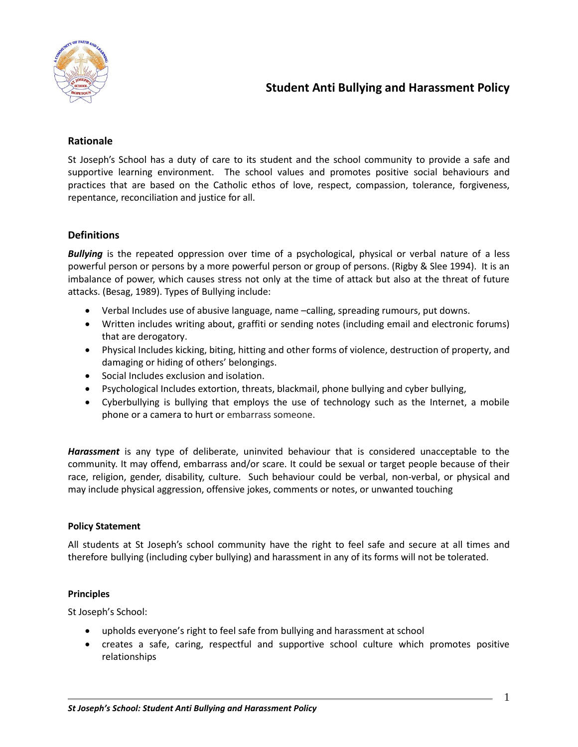# Student Anti Bullying and Harassment Policy

## Rationale

St Joseph's School has a duty of care to its student and the school community to provide a safe and supportive learning environment. The school values and promotes positive social behaviours and practices that are based on the Catholic ethos of love, respect, compassion, tolerance, forgiveness, repentance, reconciliation and justice for all.

## Definitions

***Bullying*** is the repeated oppression over time of a psychological, physical or verbal nature of a less powerful person or persons by a more powerful person or group of persons. (Rigby & Slee 1994). It is an imbalance of power, which causes stress not only at the time of attack but also at the threat of future attacks. (Besag, 1989). Types of Bullying include:

- Verbal Includes use of abusive language, name –calling, spreading rumours, put downs.
- Written includes writing about, graffiti or sending notes (including email and electronic forums) that are derogatory.
- Physical Includes kicking, biting, hitting and other forms of violence, destruction of property, and damaging or hiding of others' belongings.
- Social Includes exclusion and isolation.
- Psychological Includes extortion, threats, blackmail, phone bullying and cyber bullying,
- Cyberbullying is bullying that employs the use of technology such as the Internet, a mobile phone or a camera to hurt or embarrass someone.

***Harassment*** is any type of deliberate, uninvited behaviour that is considered unacceptable to the community. It may offend, embarrass and/or scare. It could be sexual or target people because of their race, religion, gender, disability, culture. Such behaviour could be verbal, non-verbal, or physical and may include physical aggression, offensive jokes, comments or notes, or unwanted touching

### Policy Statement

All students at St Joseph's school community have the right to feel safe and secure at all times and therefore bullying (including cyber bullying) and harassment in any of its forms will not be tolerated.

### Principles

St Joseph's School:

- upholds everyone's right to feel safe from bullying and harassment at school
- creates a safe, caring, respectful and supportive school culture which promotes positive relationships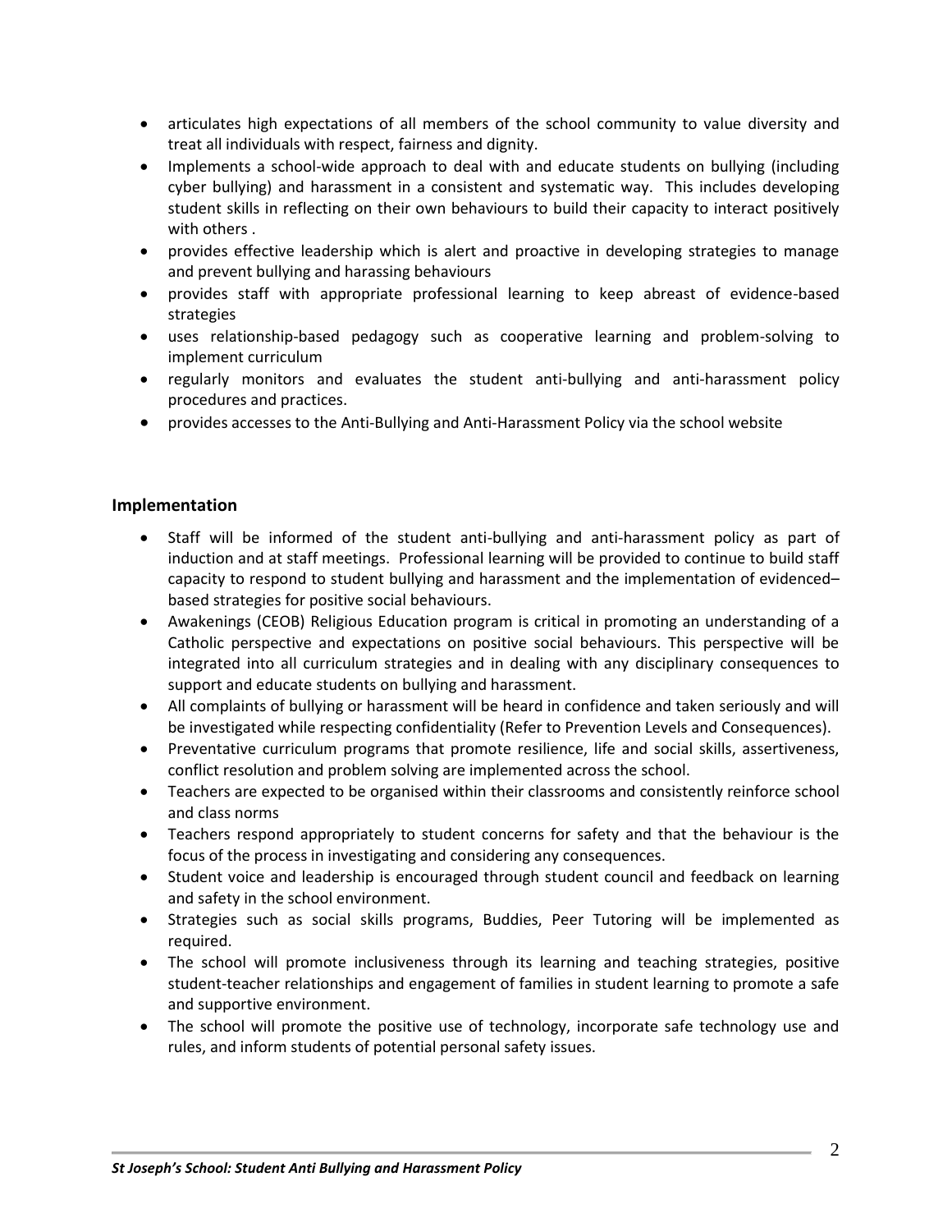- articulates high expectations of all members of the school community to value diversity and treat all individuals with respect, fairness and dignity.
- Implements a school-wide approach to deal with and educate students on bullying (including cyber bullying) and harassment in a consistent and systematic way. This includes developing student skills in reflecting on their own behaviours to build their capacity to interact positively with others .
- provides effective leadership which is alert and proactive in developing strategies to manage and prevent bullying and harassing behaviours
- provides staff with appropriate professional learning to keep abreast of evidence-based strategies
- uses relationship-based pedagogy such as cooperative learning and problem-solving to implement curriculum
- regularly monitors and evaluates the student anti-bullying and anti-harassment policy procedures and practices.
- provides accesses to the Anti-Bullying and Anti-Harassment Policy via the school website

## Implementation

- Staff will be informed of the student anti-bullying and anti-harassment policy as part of induction and at staff meetings. Professional learning will be provided to continue to build staff capacity to respond to student bullying and harassment and the implementation of evidenced–based strategies for positive social behaviours.
- Awakenings (CEOB) Religious Education program is critical in promoting an understanding of a Catholic perspective and expectations on positive social behaviours. This perspective will be integrated into all curriculum strategies and in dealing with any disciplinary consequences to support and educate students on bullying and harassment.
- All complaints of bullying or harassment will be heard in confidence and taken seriously and will be investigated while respecting confidentiality (Refer to Prevention Levels and Consequences).
- Preventative curriculum programs that promote resilience, life and social skills, assertiveness, conflict resolution and problem solving are implemented across the school.
- Teachers are expected to be organised within their classrooms and consistently reinforce school and class norms
- Teachers respond appropriately to student concerns for safety and that the behaviour is the focus of the process in investigating and considering any consequences.
- Student voice and leadership is encouraged through student council and feedback on learning and safety in the school environment.
- Strategies such as social skills programs, Buddies, Peer Tutoring will be implemented as required.
- The school will promote inclusiveness through its learning and teaching strategies, positive student-teacher relationships and engagement of families in student learning to promote a safe and supportive environment.
- The school will promote the positive use of technology, incorporate safe technology use and rules, and inform students of potential personal safety issues.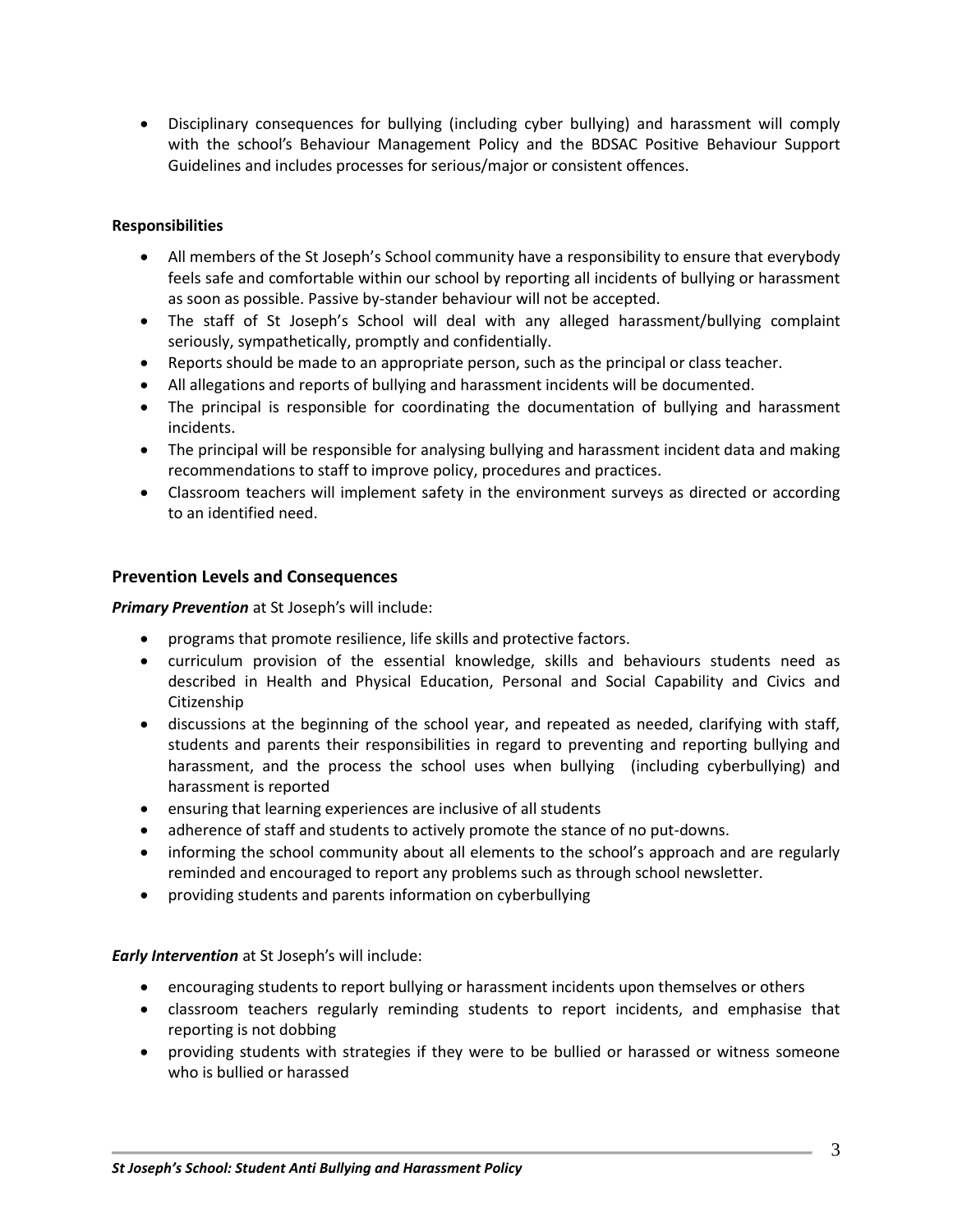- Disciplinary consequences for bullying (including cyber bullying) and harassment will comply with the school's Behaviour Management Policy and the BDSAC Positive Behaviour Support Guidelines and includes processes for serious/major or consistent offences.

**Responsibilities**

- All members of the St Joseph's School community have a responsibility to ensure that everybody feels safe and comfortable within our school by reporting all incidents of bullying or harassment as soon as possible. Passive by-stander behaviour will not be accepted.
- The staff of St Joseph's School will deal with any alleged harassment/bullying complaint seriously, sympathetically, promptly and confidentially.
- Reports should be made to an appropriate person, such as the principal or class teacher.
- All allegations and reports of bullying and harassment incidents will be documented.
- The principal is responsible for coordinating the documentation of bullying and harassment incidents.
- The principal will be responsible for analysing bullying and harassment incident data and making recommendations to staff to improve policy, procedures and practices.
- Classroom teachers will implement safety in the environment surveys as directed or according to an identified need.

## Prevention Levels and Consequences

***Primary Prevention*** at St Joseph's will include:

- programs that promote resilience, life skills and protective factors.
- curriculum provision of the essential knowledge, skills and behaviours students need as described in Health and Physical Education, Personal and Social Capability and Civics and Citizenship
- discussions at the beginning of the school year, and repeated as needed, clarifying with staff, students and parents their responsibilities in regard to preventing and reporting bullying and harassment, and the process the school uses when bullying (including cyberbullying) and harassment is reported
- ensuring that learning experiences are inclusive of all students
- adherence of staff and students to actively promote the stance of no put-downs.
- informing the school community about all elements to the school's approach and are regularly reminded and encouraged to report any problems such as through school newsletter.
- providing students and parents information on cyberbullying

***Early Intervention*** at St Joseph's will include:

- encouraging students to report bullying or harassment incidents upon themselves or others
- classroom teachers regularly reminding students to report incidents, and emphasise that reporting is not dobbing
- providing students with strategies if they were to be bullied or harassed or witness someone who is bullied or harassed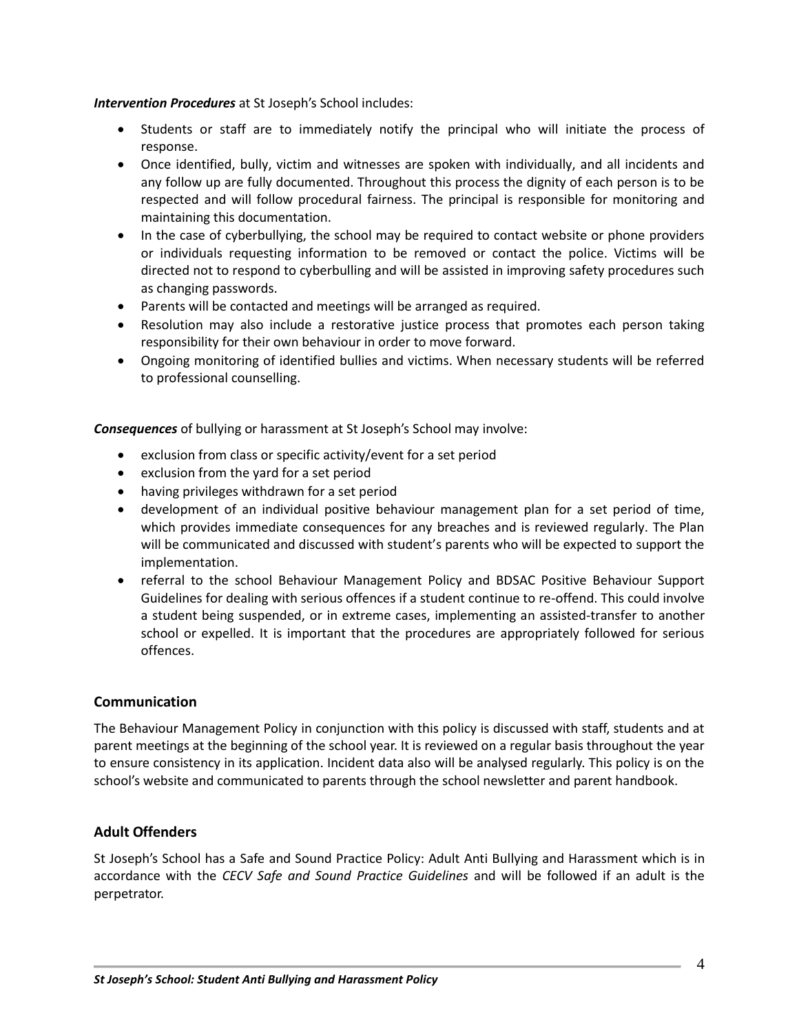***Intervention Procedures*** at St Joseph's School includes:

- Students or staff are to immediately notify the principal who will initiate the process of response.
- Once identified, bully, victim and witnesses are spoken with individually, and all incidents and any follow up are fully documented. Throughout this process the dignity of each person is to be respected and will follow procedural fairness. The principal is responsible for monitoring and maintaining this documentation.
- In the case of cyberbullying, the school may be required to contact website or phone providers or individuals requesting information to be removed or contact the police. Victims will be directed not to respond to cyberbulling and will be assisted in improving safety procedures such as changing passwords.
- Parents will be contacted and meetings will be arranged as required.
- Resolution may also include a restorative justice process that promotes each person taking responsibility for their own behaviour in order to move forward.
- Ongoing monitoring of identified bullies and victims. When necessary students will be referred to professional counselling.

***Consequences*** of bullying or harassment at St Joseph's School may involve:

- exclusion from class or specific activity/event for a set period
- exclusion from the yard for a set period
- having privileges withdrawn for a set period
- development of an individual positive behaviour management plan for a set period of time, which provides immediate consequences for any breaches and is reviewed regularly. The Plan will be communicated and discussed with student's parents who will be expected to support the implementation.
- referral to the school Behaviour Management Policy and BDSAC Positive Behaviour Support Guidelines for dealing with serious offences if a student continue to re-offend. This could involve a student being suspended, or in extreme cases, implementing an assisted-transfer to another school or expelled. It is important that the procedures are appropriately followed for serious offences.

## Communication

The Behaviour Management Policy in conjunction with this policy is discussed with staff, students and at parent meetings at the beginning of the school year. It is reviewed on a regular basis throughout the year to ensure consistency in its application. Incident data also will be analysed regularly. This policy is on the school's website and communicated to parents through the school newsletter and parent handbook.

## Adult Offenders

St Joseph's School has a Safe and Sound Practice Policy: Adult Anti Bullying and Harassment which is in accordance with the *CECV Safe and Sound Practice Guidelines* and will be followed if an adult is the perpetrator.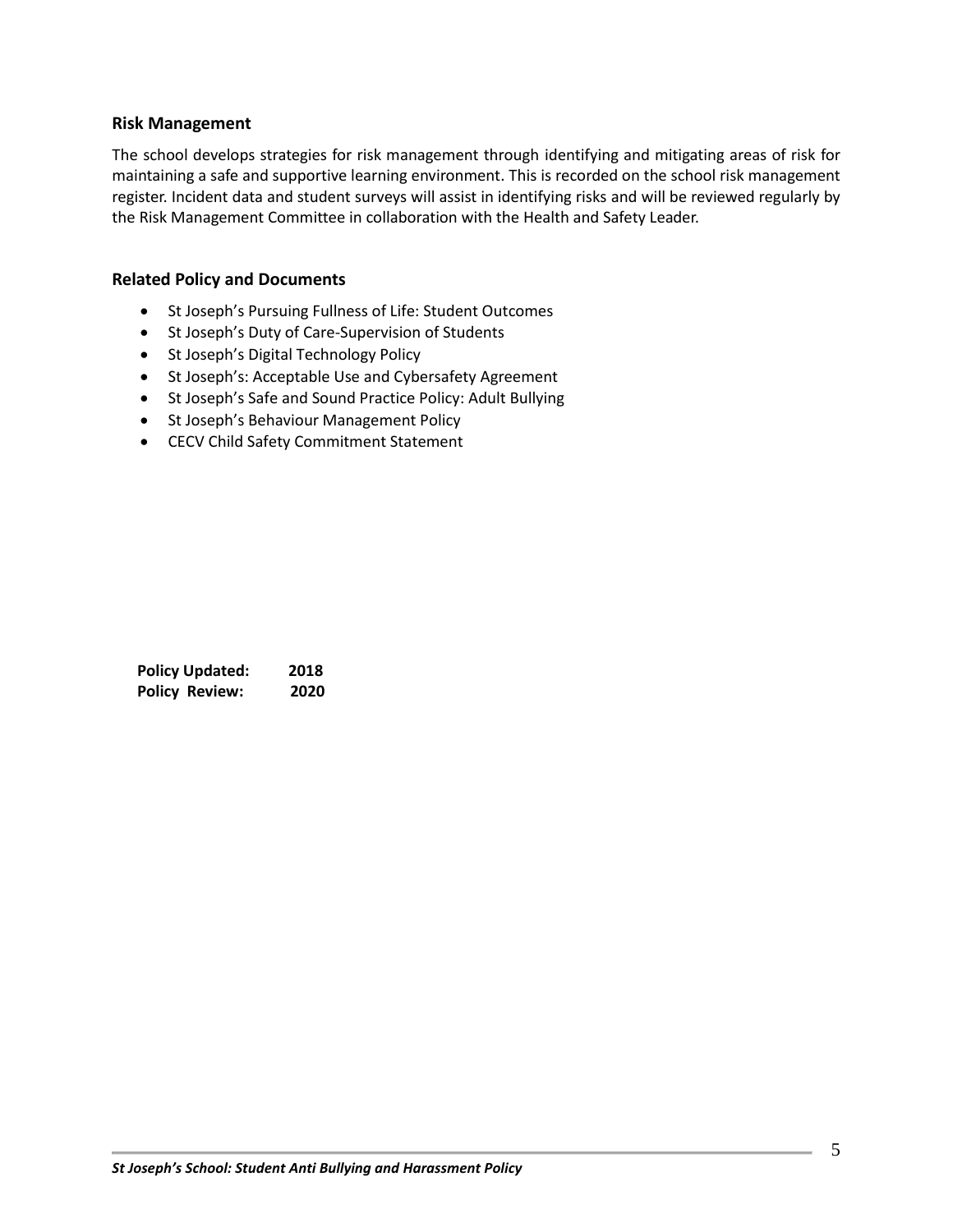## Risk Management

The school develops strategies for risk management through identifying and mitigating areas of risk for maintaining a safe and supportive learning environment. This is recorded on the school risk management register. Incident data and student surveys will assist in identifying risks and will be reviewed regularly by the Risk Management Committee in collaboration with the Health and Safety Leader.

## Related Policy and Documents

- St Joseph's Pursuing Fullness of Life: Student Outcomes
- St Joseph's Duty of Care-Supervision of Students
- St Joseph's Digital Technology Policy
- St Joseph's: Acceptable Use and Cybersafety Agreement
- St Joseph's Safe and Sound Practice Policy: Adult Bullying
- St Joseph's Behaviour Management Policy
- CECV Child Safety Commitment Statement

**Policy Updated: 2018**
**Policy Review: 2020**